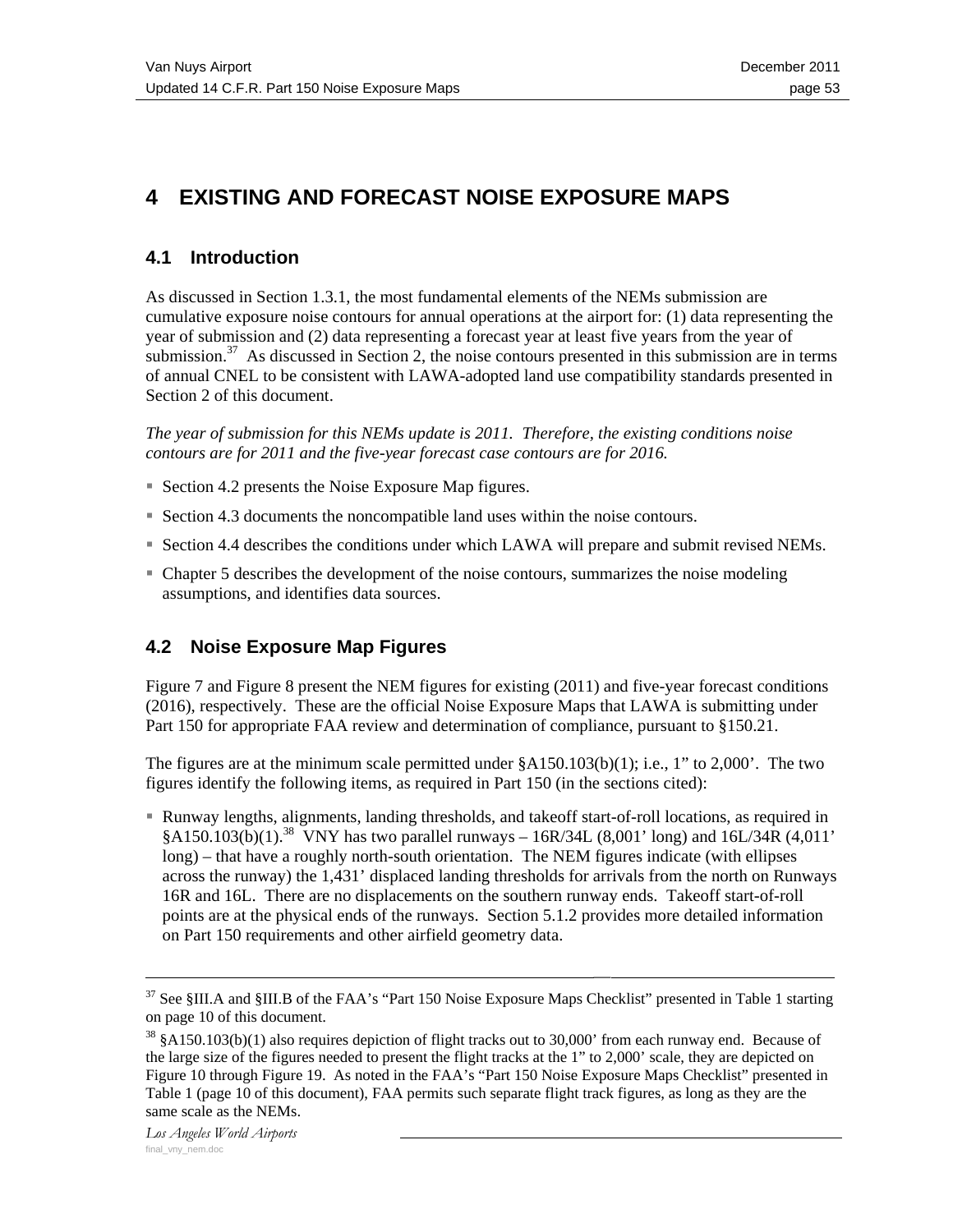# 4 EXISTING AND FORECAST NOISE EXPOSURE MAPS

## 4.1 Introduction

As discussed in Section 1.3.1, the most fundamental elements of the NEMs submission are cumulative exposure noise contours for annual operations at the airport for: (1) data representing the year of submission and (2) data representing a forecast year at least five years from the year of submission.[37] As discussed in Section 2, the noise contours presented in this submission are in terms of annual CNEL to be consistent with LAWA-adopted land use compatibility standards presented in Section 2 of this document.

*The year of submission for this NEMs update is 2011. Therefore, the existing conditions noise contours are for 2011 and the five-year forecast case contours are for 2016.*

- Section 4.2 presents the Noise Exposure Map figures.
- Section 4.3 documents the noncompatible land uses within the noise contours.
- Section 4.4 describes the conditions under which LAWA will prepare and submit revised NEMs.
- Chapter 5 describes the development of the noise contours, summarizes the noise modeling assumptions, and identifies data sources.

## 4.2 Noise Exposure Map Figures

Figure 7 and Figure 8 present the NEM figures for existing (2011) and five-year forecast conditions (2016), respectively. These are the official Noise Exposure Maps that LAWA is submitting under Part 150 for appropriate FAA review and determination of compliance, pursuant to §150.21.

The figures are at the minimum scale permitted under §A150.103(b)(1); i.e., 1" to 2,000'. The two figures identify the following items, as required in Part 150 (in the sections cited):

- Runway lengths, alignments, landing thresholds, and takeoff start-of-roll locations, as required in §A150.103(b)(1).[38] VNY has two parallel runways – 16R/34L (8,001' long) and 16L/34R (4,011' long) – that have a roughly north-south orientation. The NEM figures indicate (with ellipses across the runway) the 1,431' displaced landing thresholds for arrivals from the north on Runways 16R and 16L. There are no displacements on the southern runway ends. Takeoff start-of-roll points are at the physical ends of the runways. Section 5.1.2 provides more detailed information on Part 150 requirements and other airfield geometry data.

---

[37] See §III.A and §III.B of the FAA's "Part 150 Noise Exposure Maps Checklist" presented in Table 1 starting on page 10 of this document.

[38] §A150.103(b)(1) also requires depiction of flight tracks out to 30,000' from each runway end. Because of the large size of the figures needed to present the flight tracks at the 1" to 2,000' scale, they are depicted on Figure 10 through Figure 19. As noted in the FAA's "Part 150 Noise Exposure Maps Checklist" presented in Table 1 (page 10 of this document), FAA permits such separate flight track figures, as long as they are the same scale as the NEMs.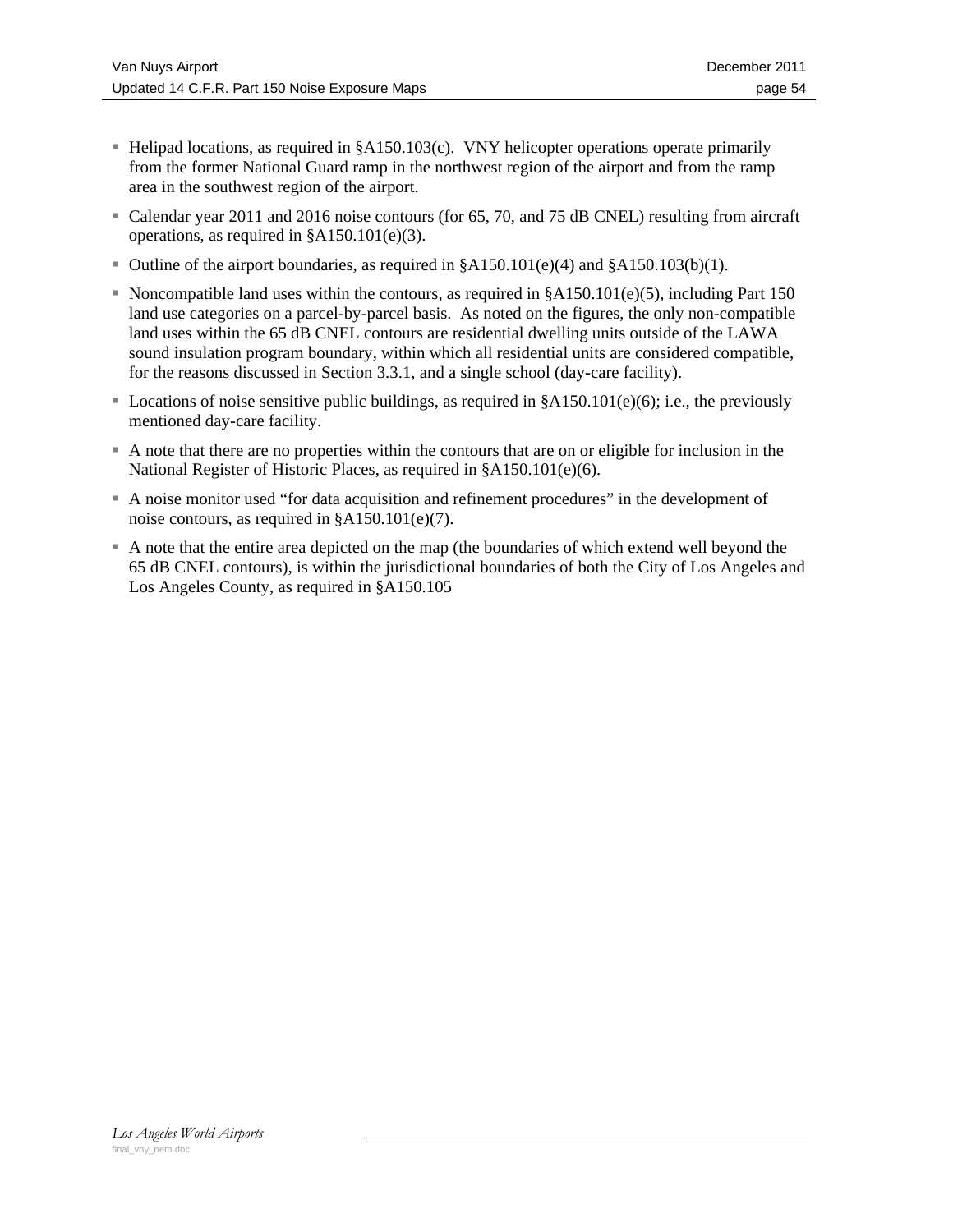- Helipad locations, as required in §A150.103(c). VNY helicopter operations operate primarily from the former National Guard ramp in the northwest region of the airport and from the ramp area in the southwest region of the airport.
- Calendar year 2011 and 2016 noise contours (for 65, 70, and 75 dB CNEL) resulting from aircraft operations, as required in §A150.101(e)(3).
- Outline of the airport boundaries, as required in §A150.101(e)(4) and §A150.103(b)(1).
- Noncompatible land uses within the contours, as required in §A150.101(e)(5), including Part 150 land use categories on a parcel-by-parcel basis. As noted on the figures, the only non-compatible land uses within the 65 dB CNEL contours are residential dwelling units outside of the LAWA sound insulation program boundary, within which all residential units are considered compatible, for the reasons discussed in Section 3.3.1, and a single school (day-care facility).
- Locations of noise sensitive public buildings, as required in §A150.101(e)(6); i.e., the previously mentioned day-care facility.
- A note that there are no properties within the contours that are on or eligible for inclusion in the National Register of Historic Places, as required in §A150.101(e)(6).
- A noise monitor used "for data acquisition and refinement procedures" in the development of noise contours, as required in §A150.101(e)(7).
- A note that the entire area depicted on the map (the boundaries of which extend well beyond the 65 dB CNEL contours), is within the jurisdictional boundaries of both the City of Los Angeles and Los Angeles County, as required in §A150.105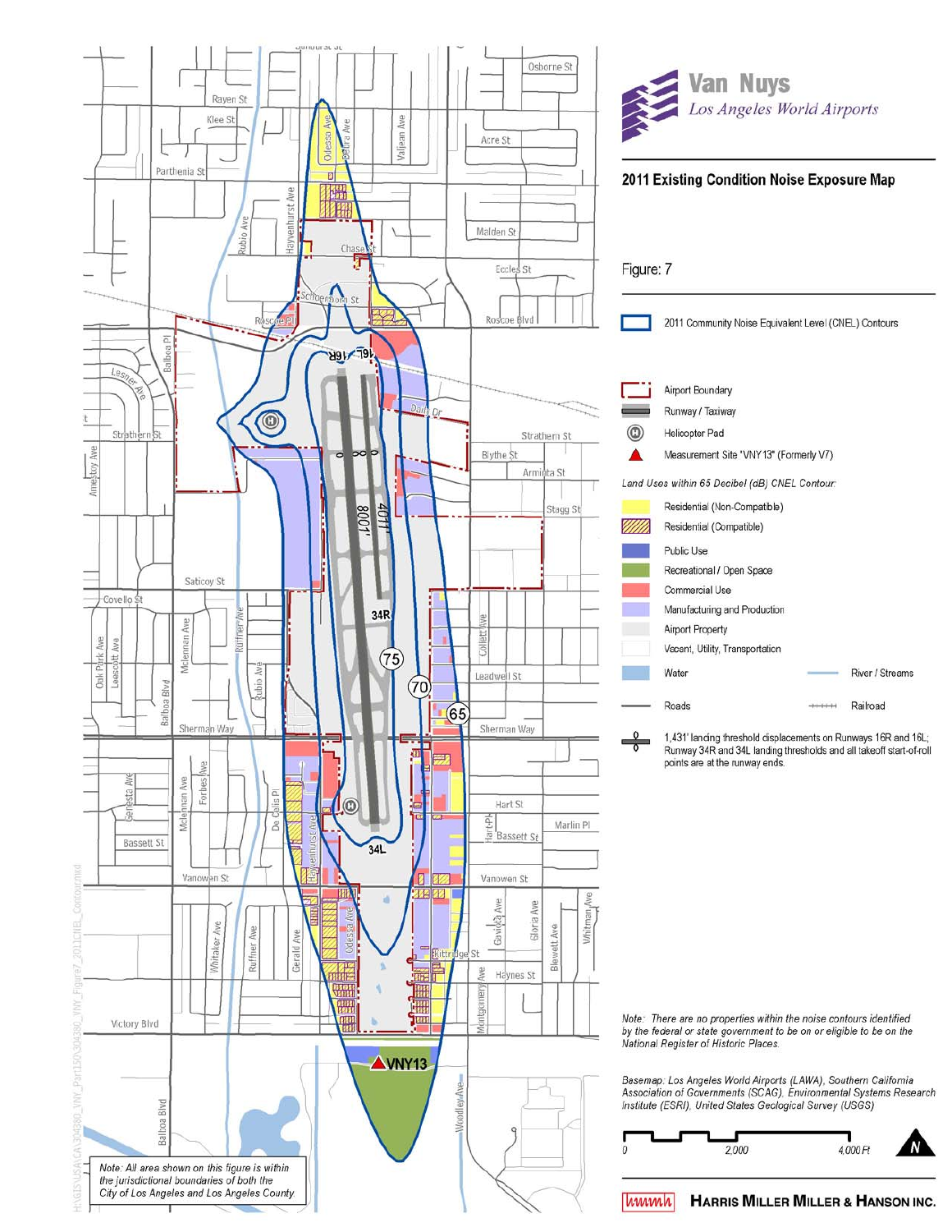# Van Nuys
*Los Angeles World Airports*

## 2011 Existing Condition Noise Exposure Map

Figure: 7

- 2011 Community Noise Equivalent Level (CNEL) Contours
- Airport Boundary
- Runway / Taxiway
- Helicopter Pad
- Measurement Site "VNY13" (Formerly V7)

*Land Uses within 65 Decibel (dB) CNEL Contour:*

- Residential (Non-Compatible)
- Residential (Compatible)
- Public Use
- Recreational / Open Space
- Commercial Use
- Manufacturing and Production
- Airport Property
- Vacant, Utility, Transportation
- Water
- River / Streams
- Roads
- Railroad
- 1,431' landing threshold displacements on Runways 16R and 16L; Runway 34R and 34L landing thresholds and all takeoff start-of-roll points are at the runway ends.

*Note: There are no properties within the noise contours identified by the federal or state government to be on or eligible to be on the National Register of Historic Places.*

*Basemap: Los Angeles World Airports (LAWA), Southern California Association of Governments (SCAG), Environmental Systems Research Institute (ESRI), United States Geological Survey (USGS)*

0 2,000 4,000 Ft

N

*Note: All area shown on this figure is within the jurisdictional boundaries of both the City of Los Angeles and Los Angeles County.*

**HARRIS MILLER MILLER & HANSON INC.**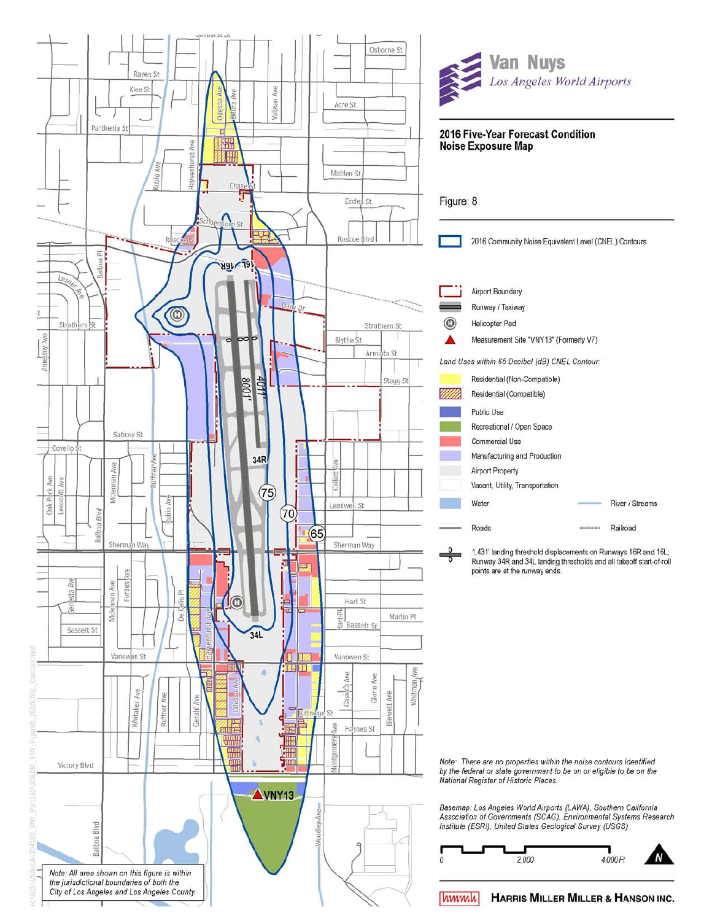**Van Nuys**
*Los Angeles World Airports*

## 2016 Five-Year Forecast Condition Noise Exposure Map

Figure: 8

- 2016 Community Noise Equivalent Level (CNEL) Contours
- Airport Boundary
- Runway / Taxiway
- Helicopter Pad
- Measurement Site "VNY13" (Formerly V7)

*Land Uses within 65 Decibel (dB) CNEL Contour:*

- Residential (Non-Compatible)
- Residential (Compatible)
- Public Use
- Recreational / Open Space
- Commercial Use
- Manufacturing and Production
- Airport Property
- Vacant, Utility, Transportation
- Water
- River / Streams
- Roads
- Railroad
- 1,431' landing threshold displacements on Runways 16R and 16L; Runway 34R and 34L landing thresholds and all takeoff start-of-roll points are at the runway ends.

*Note: There are no properties within the noise contours identified by the federal or state government to be on or eligible to be on the National Register of Historic Places.*

*Basemap: Los Angeles World Airports (LAWA), Southern California Association of Governments (SCAG), Environmental Systems Research Institute (ESRI), United States Geological Survey (USGS)*

*Note: All area shown on this figure is within the jurisdictional boundaries of both the City of Los Angeles and Los Angeles County.*

**Harris Miller Miller & Hanson Inc.**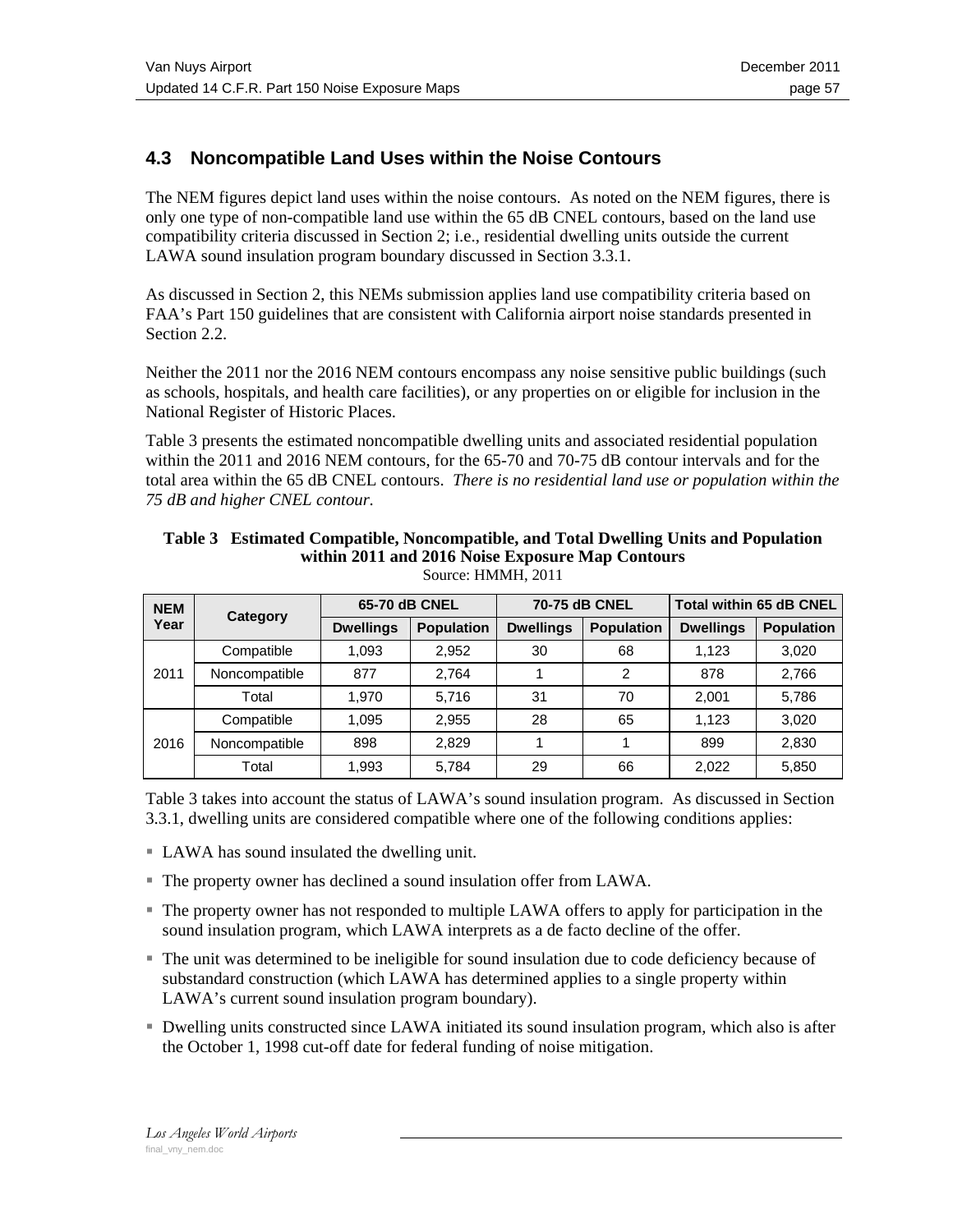## 4.3 Noncompatible Land Uses within the Noise Contours

The NEM figures depict land uses within the noise contours. As noted on the NEM figures, there is only one type of non-compatible land use within the 65 dB CNEL contours, based on the land use compatibility criteria discussed in Section 2; i.e., residential dwelling units outside the current LAWA sound insulation program boundary discussed in Section 3.3.1.

As discussed in Section 2, this NEMs submission applies land use compatibility criteria based on FAA's Part 150 guidelines that are consistent with California airport noise standards presented in Section 2.2.

Neither the 2011 nor the 2016 NEM contours encompass any noise sensitive public buildings (such as schools, hospitals, and health care facilities), or any properties on or eligible for inclusion in the National Register of Historic Places.

Table 3 presents the estimated noncompatible dwelling units and associated residential population within the 2011 and 2016 NEM contours, for the 65-70 and 70-75 dB contour intervals and for the total area within the 65 dB CNEL contours. *There is no residential land use or population within the 75 dB and higher CNEL contour.*

**Table 3 Estimated Compatible, Noncompatible, and Total Dwelling Units and Population within 2011 and 2016 Noise Exposure Map Contours**

Source: HMMH, 2011

| NEM Year | Category | 65-70 dB CNEL | | 70-75 dB CNEL | | Total within 65 dB CNEL | |
|---|---|---|---|---|---|---|---|
| | | Dwellings | Population | Dwellings | Population | Dwellings | Population |
| 2011 | Compatible | 1,093 | 2,952 | 30 | 68 | 1,123 | 3,020 |
| | Noncompatible | 877 | 2,764 | 1 | 2 | 878 | 2,766 |
| | Total | 1,970 | 5,716 | 31 | 70 | 2,001 | 5,786 |
| 2016 | Compatible | 1,095 | 2,955 | 28 | 65 | 1,123 | 3,020 |
| | Noncompatible | 898 | 2,829 | 1 | 1 | 899 | 2,830 |
| | Total | 1,993 | 5,784 | 29 | 66 | 2,022 | 5,850 |

Table 3 takes into account the status of LAWA's sound insulation program. As discussed in Section 3.3.1, dwelling units are considered compatible where one of the following conditions applies:

- LAWA has sound insulated the dwelling unit.
- The property owner has declined a sound insulation offer from LAWA.
- The property owner has not responded to multiple LAWA offers to apply for participation in the sound insulation program, which LAWA interprets as a de facto decline of the offer.
- The unit was determined to be ineligible for sound insulation due to code deficiency because of substandard construction (which LAWA has determined applies to a single property within LAWA's current sound insulation program boundary).
- Dwelling units constructed since LAWA initiated its sound insulation program, which also is after the October 1, 1998 cut-off date for federal funding of noise mitigation.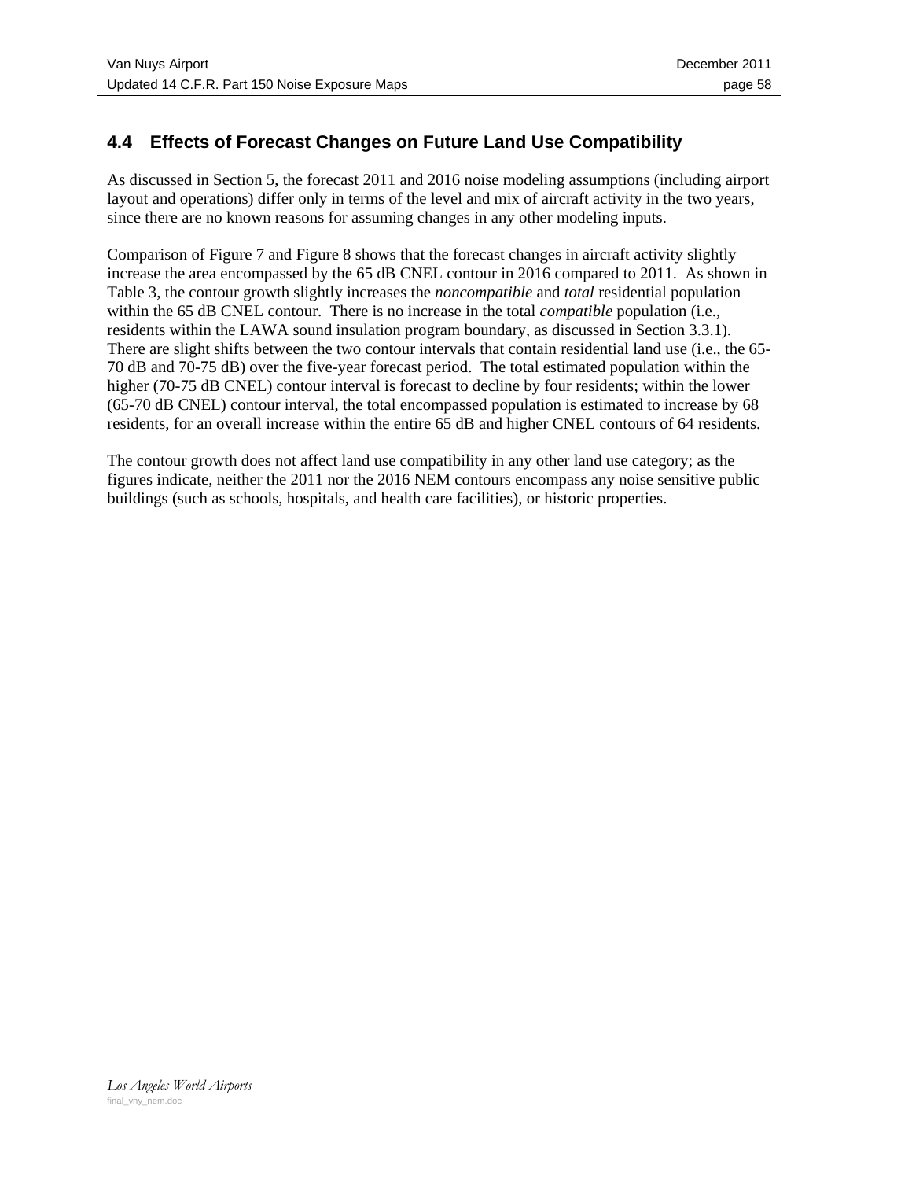## 4.4 Effects of Forecast Changes on Future Land Use Compatibility

As discussed in Section 5, the forecast 2011 and 2016 noise modeling assumptions (including airport layout and operations) differ only in terms of the level and mix of aircraft activity in the two years, since there are no known reasons for assuming changes in any other modeling inputs.

Comparison of Figure 7 and Figure 8 shows that the forecast changes in aircraft activity slightly increase the area encompassed by the 65 dB CNEL contour in 2016 compared to 2011. As shown in Table 3, the contour growth slightly increases the *noncompatible* and *total* residential population within the 65 dB CNEL contour. There is no increase in the total *compatible* population (i.e., residents within the LAWA sound insulation program boundary, as discussed in Section 3.3.1). There are slight shifts between the two contour intervals that contain residential land use (i.e., the 65-70 dB and 70-75 dB) over the five-year forecast period. The total estimated population within the higher (70-75 dB CNEL) contour interval is forecast to decline by four residents; within the lower (65-70 dB CNEL) contour interval, the total encompassed population is estimated to increase by 68 residents, for an overall increase within the entire 65 dB and higher CNEL contours of 64 residents.

The contour growth does not affect land use compatibility in any other land use category; as the figures indicate, neither the 2011 nor the 2016 NEM contours encompass any noise sensitive public buildings (such as schools, hospitals, and health care facilities), or historic properties.